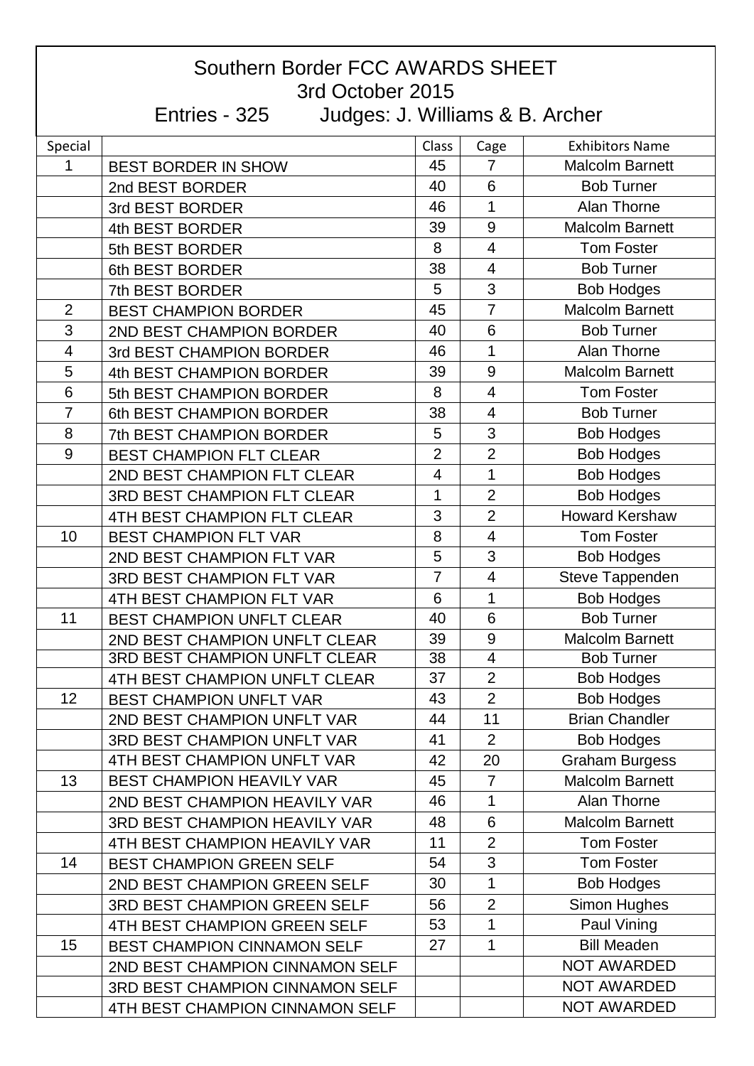# Southern Border FCC AWARDS SHEET

## 3rd October 2015

### Entries - 325 Judges: J. Williams & B. Archer

| Special | | Class | Cage | Exhibitors Name |
|---|---|---|---|---|
| 1 | BEST BORDER IN SHOW | 45 | 7 | Malcolm Barnett |
| | 2nd BEST BORDER | 40 | 6 | Bob Turner |
| | 3rd BEST BORDER | 46 | 1 | Alan Thorne |
| | 4th BEST BORDER | 39 | 9 | Malcolm Barnett |
| | 5th BEST BORDER | 8 | 4 | Tom Foster |
| | 6th BEST BORDER | 38 | 4 | Bob Turner |
| | 7th BEST BORDER | 5 | 3 | Bob Hodges |
| 2 | BEST CHAMPION BORDER | 45 | 7 | Malcolm Barnett |
| 3 | 2ND BEST CHAMPION BORDER | 40 | 6 | Bob Turner |
| 4 | 3rd BEST CHAMPION BORDER | 46 | 1 | Alan Thorne |
| 5 | 4th BEST CHAMPION BORDER | 39 | 9 | Malcolm Barnett |
| 6 | 5th BEST CHAMPION BORDER | 8 | 4 | Tom Foster |
| 7 | 6th BEST CHAMPION BORDER | 38 | 4 | Bob Turner |
| 8 | 7th BEST CHAMPION BORDER | 5 | 3 | Bob Hodges |
| 9 | BEST CHAMPION FLT CLEAR | 2 | 2 | Bob Hodges |
| | 2ND BEST CHAMPION FLT CLEAR | 4 | 1 | Bob Hodges |
| | 3RD BEST CHAMPION FLT CLEAR | 1 | 2 | Bob Hodges |
| | 4TH BEST CHAMPION FLT CLEAR | 3 | 2 | Howard Kershaw |
| 10 | BEST CHAMPION FLT VAR | 8 | 4 | Tom Foster |
| | 2ND BEST CHAMPION FLT VAR | 5 | 3 | Bob Hodges |
| | 3RD BEST CHAMPION FLT VAR | 7 | 4 | Steve Tappenden |
| | 4TH BEST CHAMPION FLT VAR | 6 | 1 | Bob Hodges |
| 11 | BEST CHAMPION UNFLT CLEAR | 40 | 6 | Bob Turner |
| | 2ND BEST CHAMPION UNFLT CLEAR | 39 | 9 | Malcolm Barnett |
| | 3RD BEST CHAMPION UNFLT CLEAR | 38 | 4 | Bob Turner |
| | 4TH BEST CHAMPION UNFLT CLEAR | 37 | 2 | Bob Hodges |
| 12 | BEST CHAMPION UNFLT VAR | 43 | 2 | Bob Hodges |
| | 2ND BEST CHAMPION UNFLT VAR | 44 | 11 | Brian Chandler |
| | 3RD BEST CHAMPION UNFLT VAR | 41 | 2 | Bob Hodges |
| | 4TH BEST CHAMPION UNFLT VAR | 42 | 20 | Graham Burgess |
| 13 | BEST CHAMPION HEAVILY VAR | 45 | 7 | Malcolm Barnett |
| | 2ND BEST CHAMPION HEAVILY VAR | 46 | 1 | Alan Thorne |
| | 3RD BEST CHAMPION HEAVILY VAR | 48 | 6 | Malcolm Barnett |
| | 4TH BEST CHAMPION HEAVILY VAR | 11 | 2 | Tom Foster |
| 14 | BEST CHAMPION GREEN SELF | 54 | 3 | Tom Foster |
| | 2ND BEST CHAMPION GREEN SELF | 30 | 1 | Bob Hodges |
| | 3RD BEST CHAMPION GREEN SELF | 56 | 2 | Simon Hughes |
| | 4TH BEST CHAMPION GREEN SELF | 53 | 1 | Paul Vining |
| 15 | BEST CHAMPION CINNAMON SELF | 27 | 1 | Bill Meaden |
| | 2ND BEST CHAMPION CINNAMON SELF | | | NOT AWARDED |
| | 3RD BEST CHAMPION CINNAMON SELF | | | NOT AWARDED |
| | 4TH BEST CHAMPION CINNAMON SELF | | | NOT AWARDED |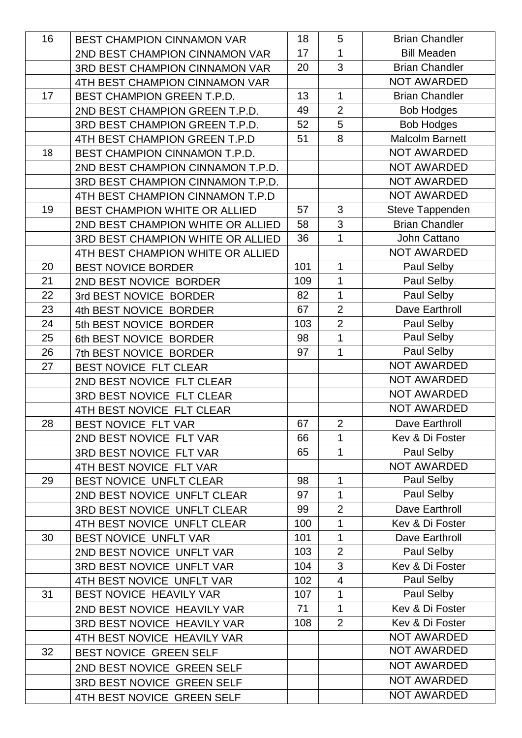| | | | | |
|---|---|---|---|---|
| 16 | BEST CHAMPION CINNAMON VAR | 18 | 5 | Brian Chandler |
| | 2ND BEST CHAMPION CINNAMON VAR | 17 | 1 | Bill Meaden |
| | 3RD BEST CHAMPION CINNAMON VAR | 20 | 3 | Brian Chandler |
| | 4TH BEST CHAMPION CINNAMON VAR | | | NOT AWARDED |
| 17 | BEST CHAMPION GREEN T.P.D. | 13 | 1 | Brian Chandler |
| | 2ND BEST CHAMPION GREEN T.P.D. | 49 | 2 | Bob Hodges |
| | 3RD BEST CHAMPION GREEN T.P.D. | 52 | 5 | Bob Hodges |
| | 4TH BEST CHAMPION GREEN T.P.D | 51 | 8 | Malcolm Barnett |
| 18 | BEST CHAMPION CINNAMON T.P.D. | | | NOT AWARDED |
| | 2ND BEST CHAMPION CINNAMON T.P.D. | | | NOT AWARDED |
| | 3RD BEST CHAMPION CINNAMON T.P.D. | | | NOT AWARDED |
| | 4TH BEST CHAMPION CINNAMON T.P.D | | | NOT AWARDED |
| 19 | BEST CHAMPION WHITE OR ALLIED | 57 | 3 | Steve Tappenden |
| | 2ND BEST CHAMPION WHITE OR ALLIED | 58 | 3 | Brian Chandler |
| | 3RD BEST CHAMPION WHITE OR ALLIED | 36 | 1 | John Cattano |
| | 4TH BEST CHAMPION WHITE OR ALLIED | | | NOT AWARDED |
| 20 | BEST NOVICE BORDER | 101 | 1 | Paul Selby |
| 21 | 2ND BEST NOVICE BORDER | 109 | 1 | Paul Selby |
| 22 | 3rd BEST NOVICE BORDER | 82 | 1 | Paul Selby |
| 23 | 4th BEST NOVICE BORDER | 67 | 2 | Dave Earthroll |
| 24 | 5th BEST NOVICE BORDER | 103 | 2 | Paul Selby |
| 25 | 6th BEST NOVICE BORDER | 98 | 1 | Paul Selby |
| 26 | 7th BEST NOVICE BORDER | 97 | 1 | Paul Selby |
| 27 | BEST NOVICE FLT CLEAR | | | NOT AWARDED |
| | 2ND BEST NOVICE FLT CLEAR | | | NOT AWARDED |
| | 3RD BEST NOVICE FLT CLEAR | | | NOT AWARDED |
| | 4TH BEST NOVICE FLT CLEAR | | | NOT AWARDED |
| 28 | BEST NOVICE FLT VAR | 67 | 2 | Dave Earthroll |
| | 2ND BEST NOVICE FLT VAR | 66 | 1 | Kev & Di Foster |
| | 3RD BEST NOVICE FLT VAR | 65 | 1 | Paul Selby |
| | 4TH BEST NOVICE FLT VAR | | | NOT AWARDED |
| 29 | BEST NOVICE UNFLT CLEAR | 98 | 1 | Paul Selby |
| | 2ND BEST NOVICE UNFLT CLEAR | 97 | 1 | Paul Selby |
| | 3RD BEST NOVICE UNFLT CLEAR | 99 | 2 | Dave Earthroll |
| | 4TH BEST NOVICE UNFLT CLEAR | 100 | 1 | Kev & Di Foster |
| 30 | BEST NOVICE UNFLT VAR | 101 | 1 | Dave Earthroll |
| | 2ND BEST NOVICE UNFLT VAR | 103 | 2 | Paul Selby |
| | 3RD BEST NOVICE UNFLT VAR | 104 | 3 | Kev & Di Foster |
| | 4TH BEST NOVICE UNFLT VAR | 102 | 4 | Paul Selby |
| 31 | BEST NOVICE HEAVILY VAR | 107 | 1 | Paul Selby |
| | 2ND BEST NOVICE HEAVILY VAR | 71 | 1 | Kev & Di Foster |
| | 3RD BEST NOVICE HEAVILY VAR | 108 | 2 | Kev & Di Foster |
| | 4TH BEST NOVICE HEAVILY VAR | | | NOT AWARDED |
| 32 | BEST NOVICE GREEN SELF | | | NOT AWARDED |
| | 2ND BEST NOVICE GREEN SELF | | | NOT AWARDED |
| | 3RD BEST NOVICE GREEN SELF | | | NOT AWARDED |
| | 4TH BEST NOVICE GREEN SELF | | | NOT AWARDED |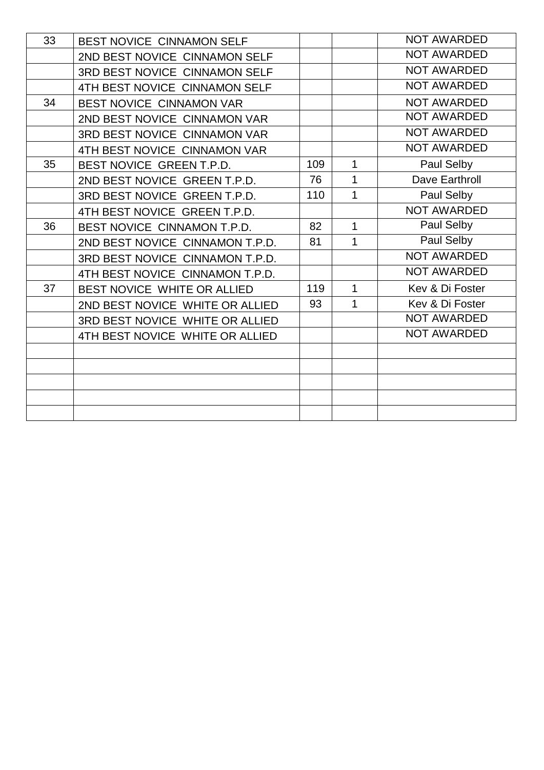| | | | | |
|---|---|---|---|---|
| 33 | BEST NOVICE CINNAMON SELF | | | NOT AWARDED |
| | 2ND BEST NOVICE CINNAMON SELF | | | NOT AWARDED |
| | 3RD BEST NOVICE CINNAMON SELF | | | NOT AWARDED |
| | 4TH BEST NOVICE CINNAMON SELF | | | NOT AWARDED |
| 34 | BEST NOVICE CINNAMON VAR | | | NOT AWARDED |
| | 2ND BEST NOVICE CINNAMON VAR | | | NOT AWARDED |
| | 3RD BEST NOVICE CINNAMON VAR | | | NOT AWARDED |
| | 4TH BEST NOVICE CINNAMON VAR | | | NOT AWARDED |
| 35 | BEST NOVICE GREEN T.P.D. | 109 | 1 | Paul Selby |
| | 2ND BEST NOVICE GREEN T.P.D. | 76 | 1 | Dave Earthroll |
| | 3RD BEST NOVICE GREEN T.P.D. | 110 | 1 | Paul Selby |
| | 4TH BEST NOVICE GREEN T.P.D. | | | NOT AWARDED |
| 36 | BEST NOVICE CINNAMON T.P.D. | 82 | 1 | Paul Selby |
| | 2ND BEST NOVICE CINNAMON T.P.D. | 81 | 1 | Paul Selby |
| | 3RD BEST NOVICE CINNAMON T.P.D. | | | NOT AWARDED |
| | 4TH BEST NOVICE CINNAMON T.P.D. | | | NOT AWARDED |
| 37 | BEST NOVICE WHITE OR ALLIED | 119 | 1 | Kev & Di Foster |
| | 2ND BEST NOVICE WHITE OR ALLIED | 93 | 1 | Kev & Di Foster |
| | 3RD BEST NOVICE WHITE OR ALLIED | | | NOT AWARDED |
| | 4TH BEST NOVICE WHITE OR ALLIED | | | NOT AWARDED |
| | | | | |
| | | | | |
| | | | | |
| | | | | |
| | | | | |